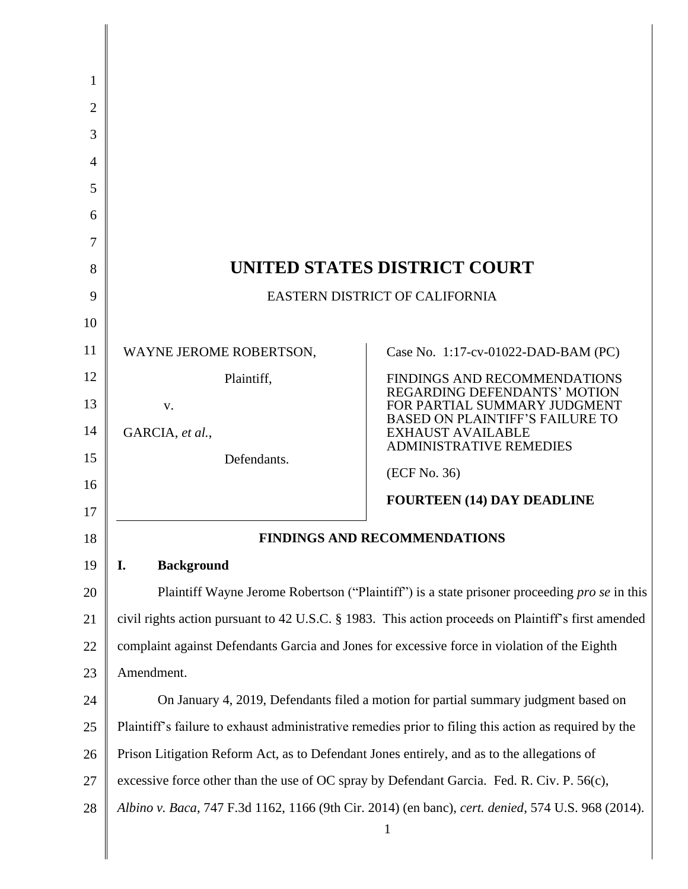# UNITED STATES DISTRICT COURT

EASTERN DISTRICT OF CALIFORNIA

WAYNE JEROME ROBERTSON,

Plaintiff,

v.

GARCIA, *et al.*,

Defendants.

Case No. 1:17-cv-01022-DAD-BAM (PC)

FINDINGS AND RECOMMENDATIONS REGARDING DEFENDANTS' MOTION FOR PARTIAL SUMMARY JUDGMENT BASED ON PLAINTIFF'S FAILURE TO EXHAUST AVAILABLE ADMINISTRATIVE REMEDIES

(ECF No. 36)

**FOURTEEN (14) DAY DEADLINE**

## FINDINGS AND RECOMMENDATIONS

### I. Background

Plaintiff Wayne Jerome Robertson ("Plaintiff") is a state prisoner proceeding *pro se* in this civil rights action pursuant to 42 U.S.C. § 1983. This action proceeds on Plaintiff's first amended complaint against Defendants Garcia and Jones for excessive force in violation of the Eighth Amendment.

On January 4, 2019, Defendants filed a motion for partial summary judgment based on Plaintiff's failure to exhaust administrative remedies prior to filing this action as required by the Prison Litigation Reform Act, as to Defendant Jones entirely, and as to the allegations of excessive force other than the use of OC spray by Defendant Garcia. Fed. R. Civ. P. 56(c), *Albino v. Baca*, 747 F.3d 1162, 1166 (9th Cir. 2014) (en banc), *cert. denied*, 574 U.S. 968 (2014).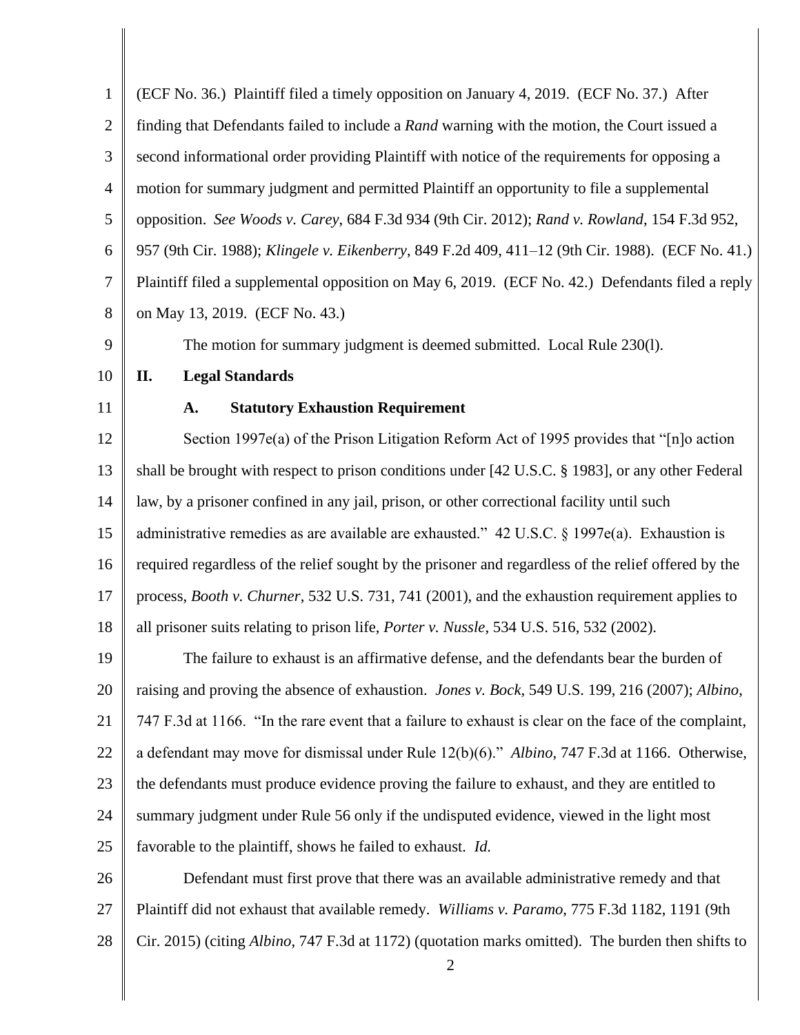(ECF No. 36.) Plaintiff filed a timely opposition on January 4, 2019. (ECF No. 37.) After finding that Defendants failed to include a *Rand* warning with the motion, the Court issued a second informational order providing Plaintiff with notice of the requirements for opposing a motion for summary judgment and permitted Plaintiff an opportunity to file a supplemental opposition. *See Woods v. Carey*, 684 F.3d 934 (9th Cir. 2012); *Rand v. Rowland*, 154 F.3d 952, 957 (9th Cir. 1988); *Klingele v. Eikenberry*, 849 F.2d 409, 411–12 (9th Cir. 1988). (ECF No. 41.) Plaintiff filed a supplemental opposition on May 6, 2019. (ECF No. 42.) Defendants filed a reply on May 13, 2019. (ECF No. 43.)

The motion for summary judgment is deemed submitted. Local Rule 230(l).

## II. Legal Standards

### A. Statutory Exhaustion Requirement

Section 1997e(a) of the Prison Litigation Reform Act of 1995 provides that "[n]o action shall be brought with respect to prison conditions under [42 U.S.C. § 1983], or any other Federal law, by a prisoner confined in any jail, prison, or other correctional facility until such administrative remedies as are available are exhausted." 42 U.S.C. § 1997e(a). Exhaustion is required regardless of the relief sought by the prisoner and regardless of the relief offered by the process, *Booth v. Churner*, 532 U.S. 731, 741 (2001), and the exhaustion requirement applies to all prisoner suits relating to prison life, *Porter v. Nussle*, 534 U.S. 516, 532 (2002).

The failure to exhaust is an affirmative defense, and the defendants bear the burden of raising and proving the absence of exhaustion. *Jones v. Bock*, 549 U.S. 199, 216 (2007); *Albino*, 747 F.3d at 1166. "In the rare event that a failure to exhaust is clear on the face of the complaint, a defendant may move for dismissal under Rule 12(b)(6)." *Albino*, 747 F.3d at 1166. Otherwise, the defendants must produce evidence proving the failure to exhaust, and they are entitled to summary judgment under Rule 56 only if the undisputed evidence, viewed in the light most favorable to the plaintiff, shows he failed to exhaust. *Id.*

Defendant must first prove that there was an available administrative remedy and that Plaintiff did not exhaust that available remedy. *Williams v. Paramo*, 775 F.3d 1182, 1191 (9th Cir. 2015) (citing *Albino*, 747 F.3d at 1172) (quotation marks omitted). The burden then shifts to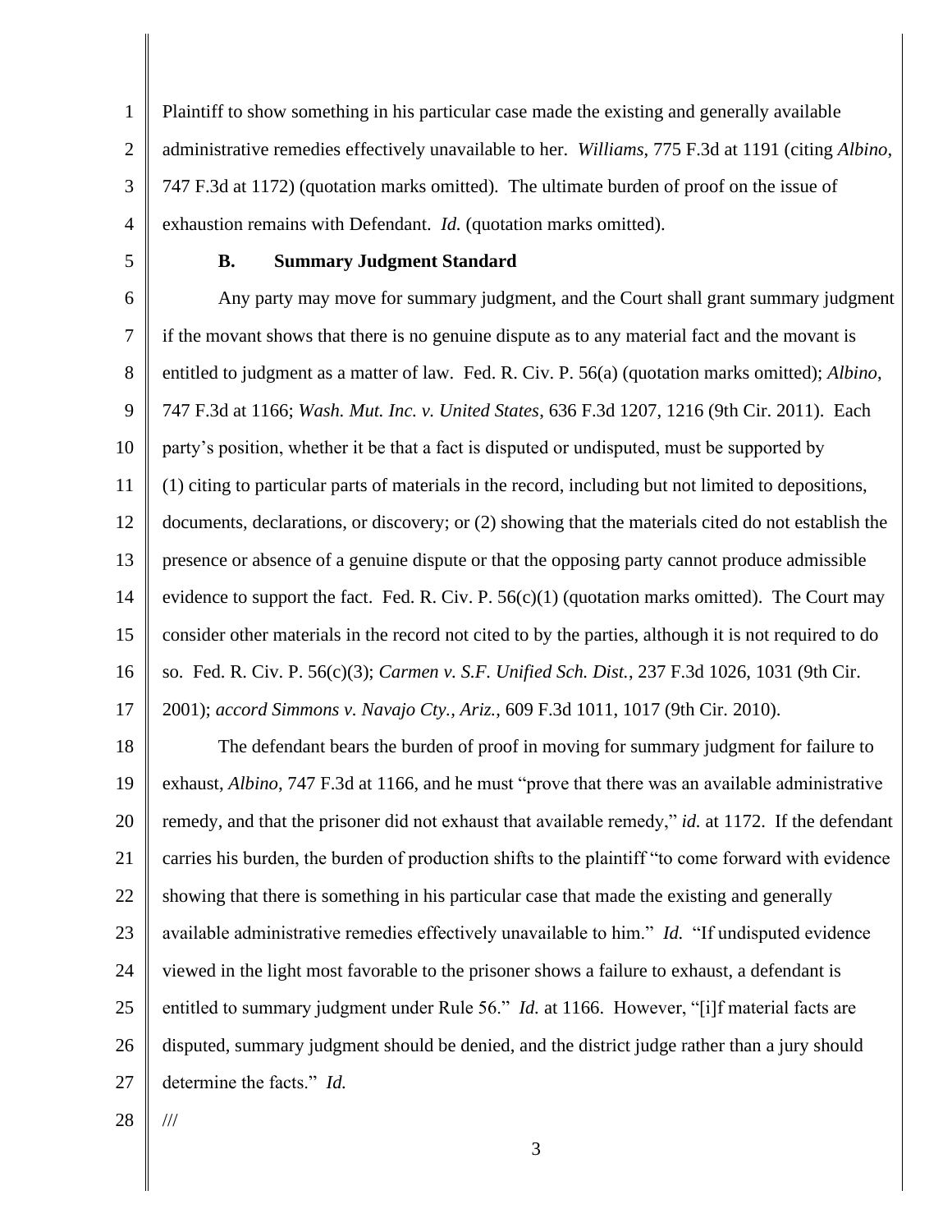Plaintiff to show something in his particular case made the existing and generally available administrative remedies effectively unavailable to her. *Williams*, 775 F.3d at 1191 (citing *Albino*, 747 F.3d at 1172) (quotation marks omitted). The ultimate burden of proof on the issue of exhaustion remains with Defendant. *Id.* (quotation marks omitted).

### B. Summary Judgment Standard

Any party may move for summary judgment, and the Court shall grant summary judgment if the movant shows that there is no genuine dispute as to any material fact and the movant is entitled to judgment as a matter of law. Fed. R. Civ. P. 56(a) (quotation marks omitted); *Albino*, 747 F.3d at 1166; *Wash. Mut. Inc. v. United States*, 636 F.3d 1207, 1216 (9th Cir. 2011). Each party's position, whether it be that a fact is disputed or undisputed, must be supported by (1) citing to particular parts of materials in the record, including but not limited to depositions, documents, declarations, or discovery; or (2) showing that the materials cited do not establish the presence or absence of a genuine dispute or that the opposing party cannot produce admissible evidence to support the fact. Fed. R. Civ. P. 56(c)(1) (quotation marks omitted). The Court may consider other materials in the record not cited to by the parties, although it is not required to do so. Fed. R. Civ. P. 56(c)(3); *Carmen v. S.F. Unified Sch. Dist.*, 237 F.3d 1026, 1031 (9th Cir. 2001); *accord Simmons v. Navajo Cty., Ariz.*, 609 F.3d 1011, 1017 (9th Cir. 2010).

The defendant bears the burden of proof in moving for summary judgment for failure to exhaust, *Albino*, 747 F.3d at 1166, and he must "prove that there was an available administrative remedy, and that the prisoner did not exhaust that available remedy," *id.* at 1172. If the defendant carries his burden, the burden of production shifts to the plaintiff "to come forward with evidence showing that there is something in his particular case that made the existing and generally available administrative remedies effectively unavailable to him." *Id.* "If undisputed evidence viewed in the light most favorable to the prisoner shows a failure to exhaust, a defendant is entitled to summary judgment under Rule 56." *Id.* at 1166. However, "[i]f material facts are disputed, summary judgment should be denied, and the district judge rather than a jury should determine the facts." *Id.*

///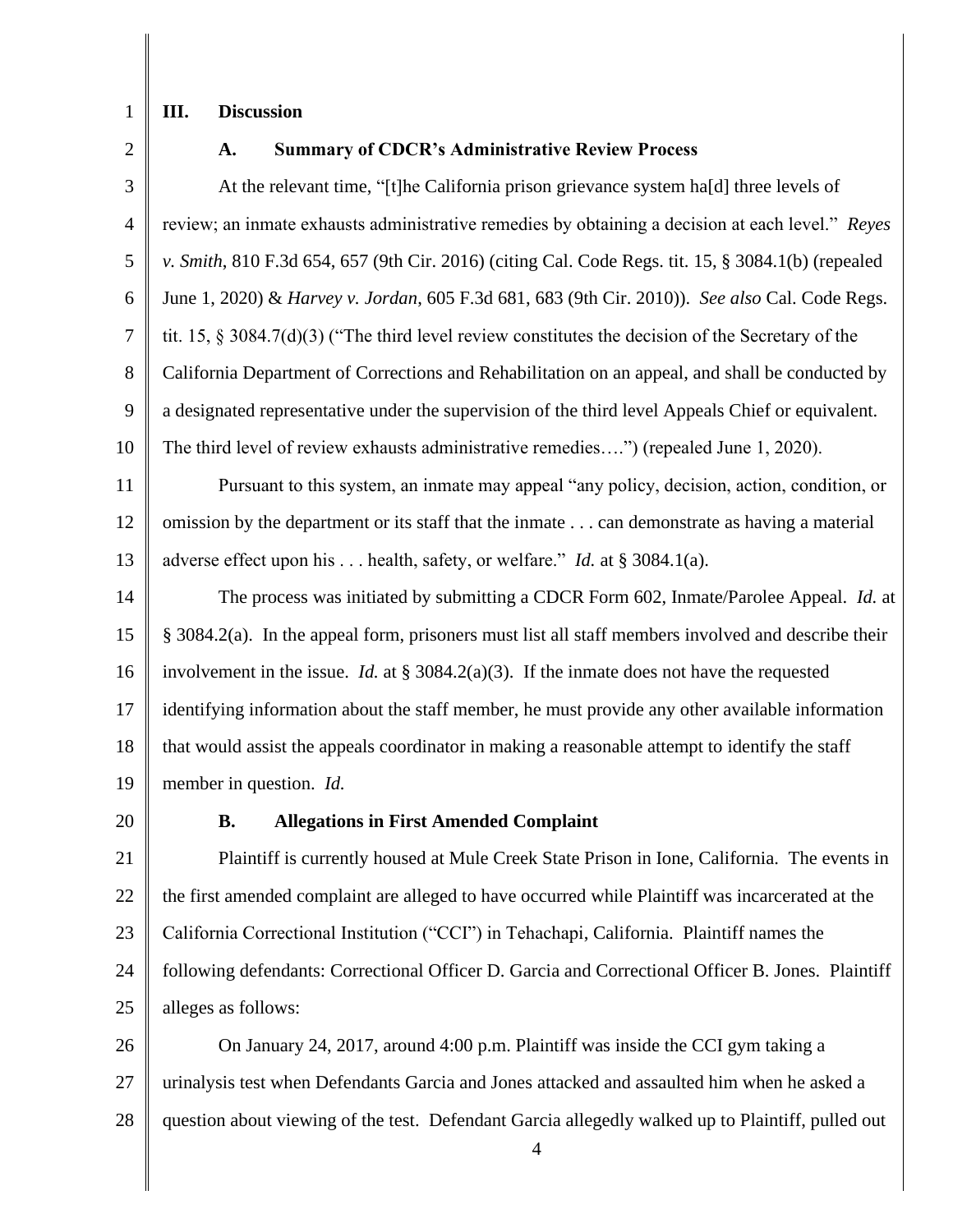## III. Discussion

### A. Summary of CDCR's Administrative Review Process

At the relevant time, "[t]he California prison grievance system ha[d] three levels of review; an inmate exhausts administrative remedies by obtaining a decision at each level." *Reyes v. Smith*, 810 F.3d 654, 657 (9th Cir. 2016) (citing Cal. Code Regs. tit. 15, § 3084.1(b) (repealed June 1, 2020) & *Harvey v. Jordan*, 605 F.3d 681, 683 (9th Cir. 2010)). *See also* Cal. Code Regs. tit. 15, § 3084.7(d)(3) ("The third level review constitutes the decision of the Secretary of the California Department of Corrections and Rehabilitation on an appeal, and shall be conducted by a designated representative under the supervision of the third level Appeals Chief or equivalent. The third level of review exhausts administrative remedies….") (repealed June 1, 2020).

Pursuant to this system, an inmate may appeal "any policy, decision, action, condition, or omission by the department or its staff that the inmate . . . can demonstrate as having a material adverse effect upon his . . . health, safety, or welfare." *Id.* at § 3084.1(a).

The process was initiated by submitting a CDCR Form 602, Inmate/Parolee Appeal. *Id.* at § 3084.2(a). In the appeal form, prisoners must list all staff members involved and describe their involvement in the issue. *Id.* at § 3084.2(a)(3). If the inmate does not have the requested identifying information about the staff member, he must provide any other available information that would assist the appeals coordinator in making a reasonable attempt to identify the staff member in question. *Id.*

### B. Allegations in First Amended Complaint

Plaintiff is currently housed at Mule Creek State Prison in Ione, California. The events in the first amended complaint are alleged to have occurred while Plaintiff was incarcerated at the California Correctional Institution ("CCI") in Tehachapi, California. Plaintiff names the following defendants: Correctional Officer D. Garcia and Correctional Officer B. Jones. Plaintiff alleges as follows:

On January 24, 2017, around 4:00 p.m. Plaintiff was inside the CCI gym taking a urinalysis test when Defendants Garcia and Jones attacked and assaulted him when he asked a question about viewing of the test. Defendant Garcia allegedly walked up to Plaintiff, pulled out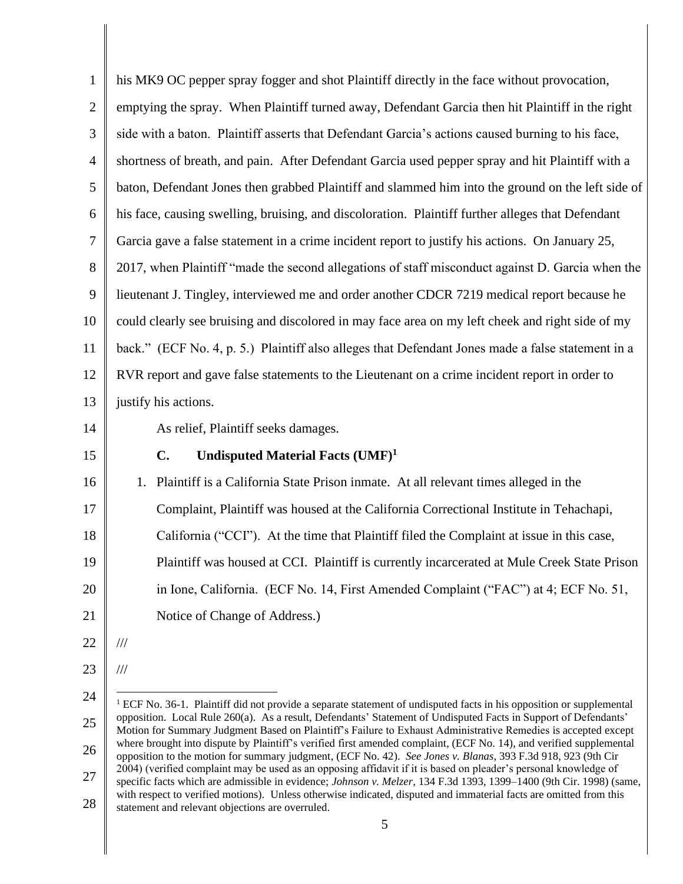his MK9 OC pepper spray fogger and shot Plaintiff directly in the face without provocation, emptying the spray. When Plaintiff turned away, Defendant Garcia then hit Plaintiff in the right side with a baton. Plaintiff asserts that Defendant Garcia's actions caused burning to his face, shortness of breath, and pain. After Defendant Garcia used pepper spray and hit Plaintiff with a baton, Defendant Jones then grabbed Plaintiff and slammed him into the ground on the left side of his face, causing swelling, bruising, and discoloration. Plaintiff further alleges that Defendant Garcia gave a false statement in a crime incident report to justify his actions. On January 25, 2017, when Plaintiff "made the second allegations of staff misconduct against D. Garcia when the lieutenant J. Tingley, interviewed me and order another CDCR 7219 medical report because he could clearly see bruising and discolored in may face area on my left cheek and right side of my back." (ECF No. 4, p. 5.) Plaintiff also alleges that Defendant Jones made a false statement in a RVR report and gave false statements to the Lieutenant on a crime incident report in order to justify his actions.

As relief, Plaintiff seeks damages.

### C. Undisputed Material Facts (UMF)[1]

1. Plaintiff is a California State Prison inmate. At all relevant times alleged in the Complaint, Plaintiff was housed at the California Correctional Institute in Tehachapi, California ("CCI"). At the time that Plaintiff filed the Complaint at issue in this case, Plaintiff was housed at CCI. Plaintiff is currently incarcerated at Mule Creek State Prison in Ione, California. (ECF No. 14, First Amended Complaint ("FAC") at 4; ECF No. 51, Notice of Change of Address.)

///

///

[1] ECF No. 36-1. Plaintiff did not provide a separate statement of undisputed facts in his opposition or supplemental opposition. Local Rule 260(a). As a result, Defendants' Statement of Undisputed Facts in Support of Defendants' Motion for Summary Judgment Based on Plaintiff's Failure to Exhaust Administrative Remedies is accepted except where brought into dispute by Plaintiff's verified first amended complaint, (ECF No. 14), and verified supplemental opposition to the motion for summary judgment, (ECF No. 42). *See Jones v. Blanas*, 393 F.3d 918, 923 (9th Cir 2004) (verified complaint may be used as an opposing affidavit if it is based on pleader's personal knowledge of specific facts which are admissible in evidence; *Johnson v. Melzer*, 134 F.3d 1393, 1399–1400 (9th Cir. 1998) (same, with respect to verified motions). Unless otherwise indicated, disputed and immaterial facts are omitted from this statement and relevant objections are overruled.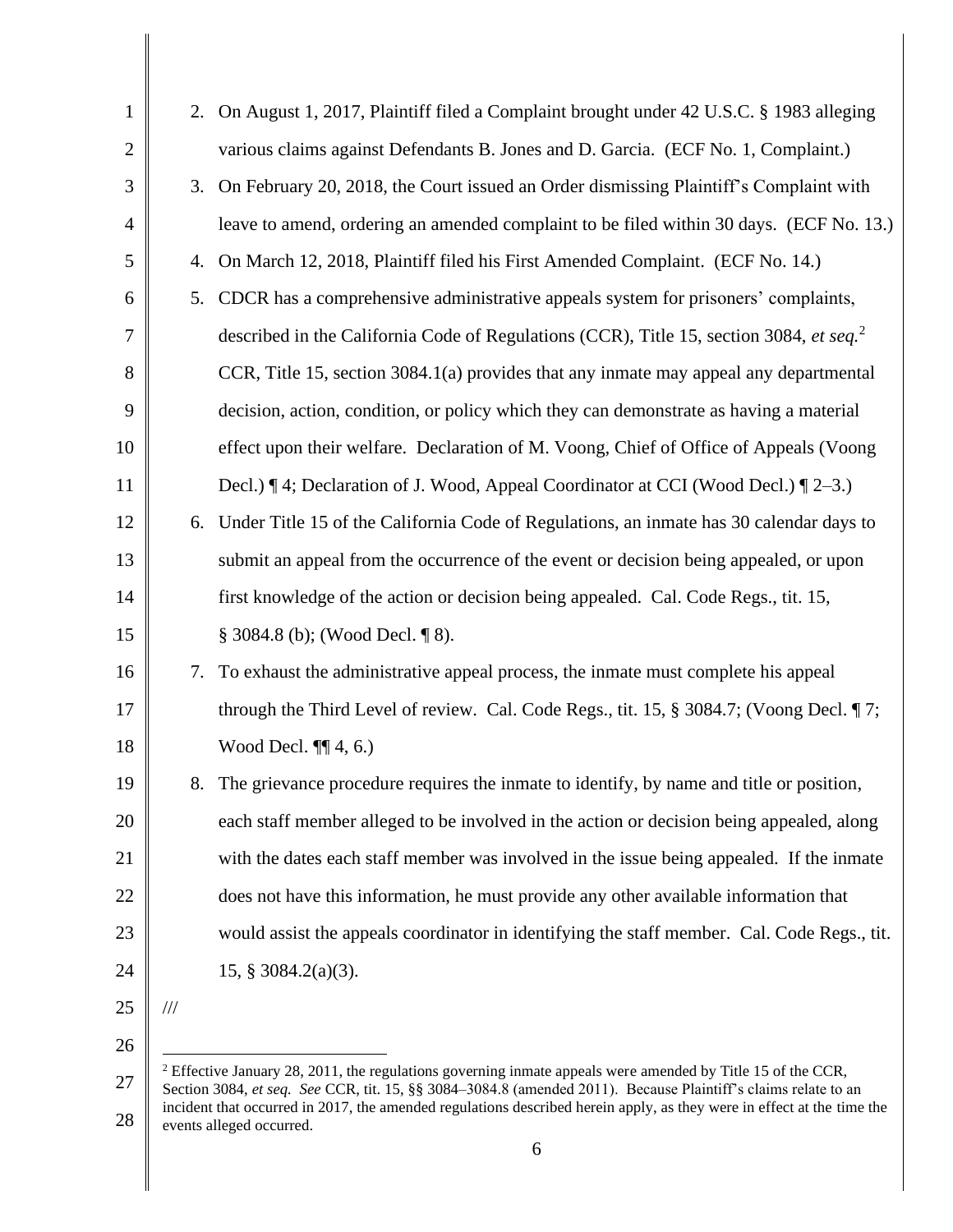2. On August 1, 2017, Plaintiff filed a Complaint brought under 42 U.S.C. § 1983 alleging various claims against Defendants B. Jones and D. Garcia. (ECF No. 1, Complaint.)
3. On February 20, 2018, the Court issued an Order dismissing Plaintiff's Complaint with leave to amend, ordering an amended complaint to be filed within 30 days. (ECF No. 13.)
4. On March 12, 2018, Plaintiff filed his First Amended Complaint. (ECF No. 14.)
5. CDCR has a comprehensive administrative appeals system for prisoners' complaints, described in the California Code of Regulations (CCR), Title 15, section 3084, *et seq.*[2] CCR, Title 15, section 3084.1(a) provides that any inmate may appeal any departmental decision, action, condition, or policy which they can demonstrate as having a material effect upon their welfare. Declaration of M. Voong, Chief of Office of Appeals (Voong Decl.) ¶ 4; Declaration of J. Wood, Appeal Coordinator at CCI (Wood Decl.) ¶ 2–3.)
6. Under Title 15 of the California Code of Regulations, an inmate has 30 calendar days to submit an appeal from the occurrence of the event or decision being appealed, or upon first knowledge of the action or decision being appealed. Cal. Code Regs., tit. 15, § 3084.8 (b); (Wood Decl. ¶ 8).
7. To exhaust the administrative appeal process, the inmate must complete his appeal through the Third Level of review. Cal. Code Regs., tit. 15, § 3084.7; (Voong Decl. ¶ 7; Wood Decl. ¶¶ 4, 6.)
8. The grievance procedure requires the inmate to identify, by name and title or position, each staff member alleged to be involved in the action or decision being appealed, along with the dates each staff member was involved in the issue being appealed. If the inmate does not have this information, he must provide any other available information that would assist the appeals coordinator in identifying the staff member. Cal. Code Regs., tit. 15, § 3084.2(a)(3).

///

[2] Effective January 28, 2011, the regulations governing inmate appeals were amended by Title 15 of the CCR, Section 3084, *et seq. See* CCR, tit. 15, §§ 3084–3084.8 (amended 2011). Because Plaintiff's claims relate to an incident that occurred in 2017, the amended regulations described herein apply, as they were in effect at the time the events alleged occurred.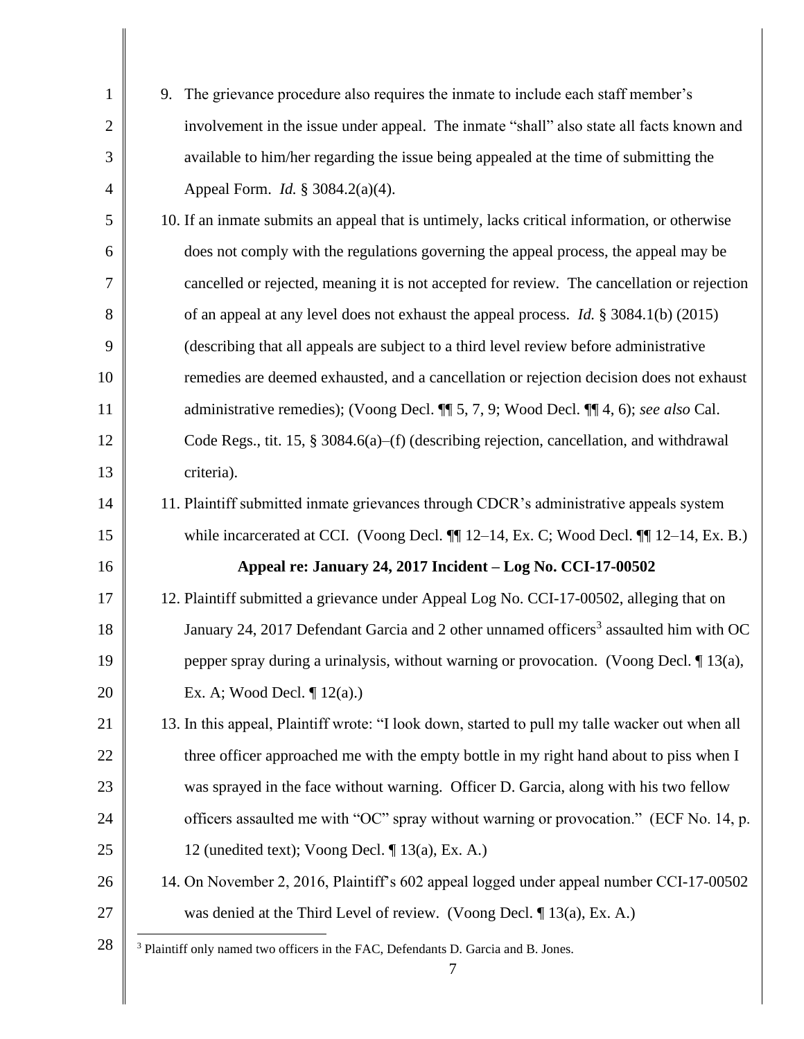9. The grievance procedure also requires the inmate to include each staff member's involvement in the issue under appeal. The inmate "shall" also state all facts known and available to him/her regarding the issue being appealed at the time of submitting the Appeal Form. *Id.* § 3084.2(a)(4).

10. If an inmate submits an appeal that is untimely, lacks critical information, or otherwise does not comply with the regulations governing the appeal process, the appeal may be cancelled or rejected, meaning it is not accepted for review. The cancellation or rejection of an appeal at any level does not exhaust the appeal process. *Id.* § 3084.1(b) (2015) (describing that all appeals are subject to a third level review before administrative remedies are deemed exhausted, and a cancellation or rejection decision does not exhaust administrative remedies); (Voong Decl. ¶¶ 5, 7, 9; Wood Decl. ¶¶ 4, 6); *see also* Cal. Code Regs., tit. 15, § 3084.6(a)–(f) (describing rejection, cancellation, and withdrawal criteria).

11. Plaintiff submitted inmate grievances through CDCR's administrative appeals system while incarcerated at CCI. (Voong Decl. ¶¶ 12–14, Ex. C; Wood Decl. ¶¶ 12–14, Ex. B.)

**Appeal re: January 24, 2017 Incident – Log No. CCI-17-00502**

12. Plaintiff submitted a grievance under Appeal Log No. CCI-17-00502, alleging that on January 24, 2017 Defendant Garcia and 2 other unnamed officers[3] assaulted him with OC pepper spray during a urinalysis, without warning or provocation. (Voong Decl. ¶ 13(a), Ex. A; Wood Decl. ¶ 12(a).)

13. In this appeal, Plaintiff wrote: "I look down, started to pull my talle wacker out when all three officer approached me with the empty bottle in my right hand about to piss when I was sprayed in the face without warning. Officer D. Garcia, along with his two fellow officers assaulted me with "OC" spray without warning or provocation." (ECF No. 14, p. 12 (unedited text); Voong Decl. ¶ 13(a), Ex. A.)

14. On November 2, 2016, Plaintiff's 602 appeal logged under appeal number CCI-17-00502 was denied at the Third Level of review. (Voong Decl. ¶ 13(a), Ex. A.)

[3] Plaintiff only named two officers in the FAC, Defendants D. Garcia and B. Jones.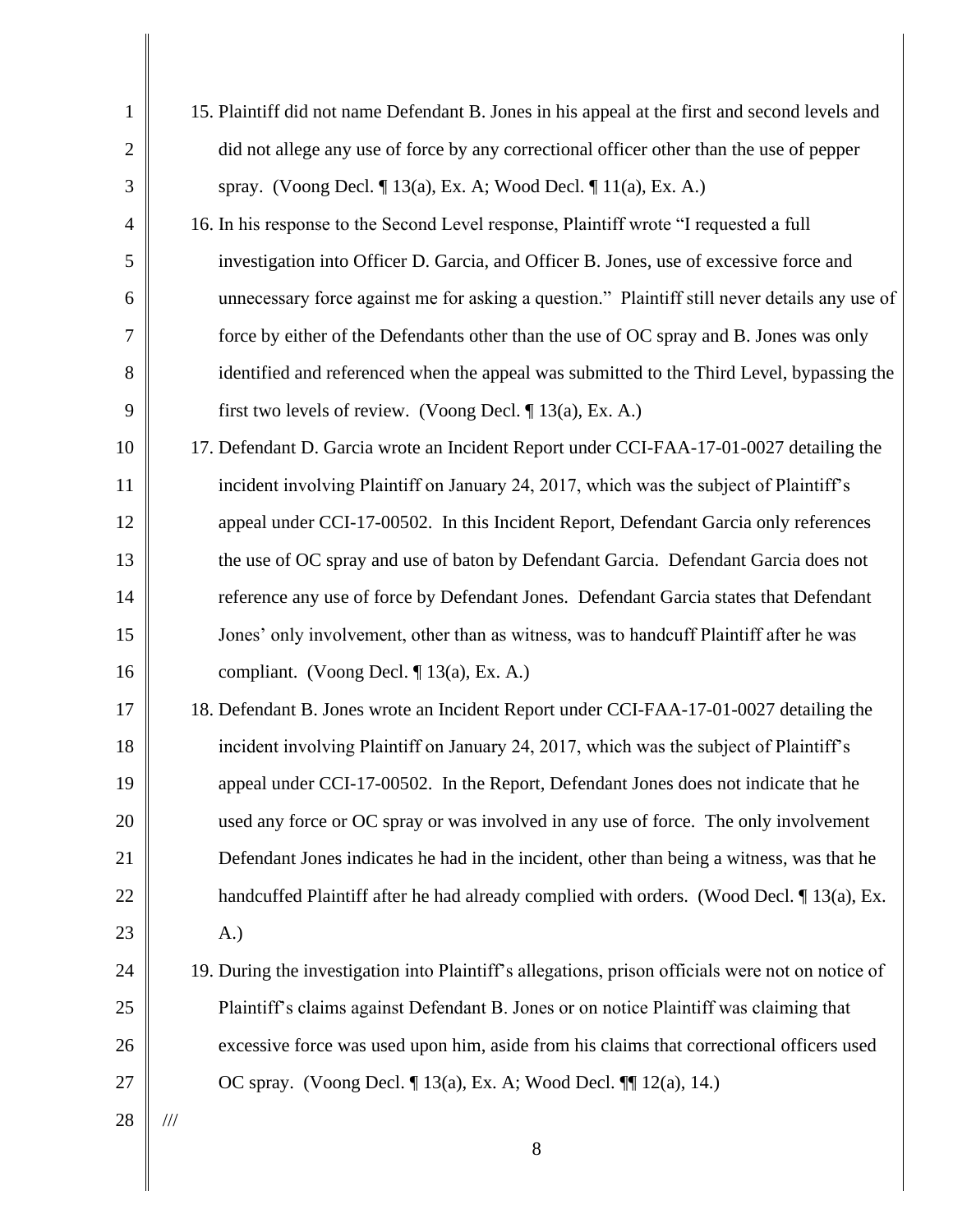15. Plaintiff did not name Defendant B. Jones in his appeal at the first and second levels and did not allege any use of force by any correctional officer other than the use of pepper spray. (Voong Decl. ¶ 13(a), Ex. A; Wood Decl. ¶ 11(a), Ex. A.)
16. In his response to the Second Level response, Plaintiff wrote "I requested a full investigation into Officer D. Garcia, and Officer B. Jones, use of excessive force and unnecessary force against me for asking a question." Plaintiff still never details any use of force by either of the Defendants other than the use of OC spray and B. Jones was only identified and referenced when the appeal was submitted to the Third Level, bypassing the first two levels of review. (Voong Decl. ¶ 13(a), Ex. A.)
17. Defendant D. Garcia wrote an Incident Report under CCI-FAA-17-01-0027 detailing the incident involving Plaintiff on January 24, 2017, which was the subject of Plaintiff's appeal under CCI-17-00502. In this Incident Report, Defendant Garcia only references the use of OC spray and use of baton by Defendant Garcia. Defendant Garcia does not reference any use of force by Defendant Jones. Defendant Garcia states that Defendant Jones' only involvement, other than as witness, was to handcuff Plaintiff after he was compliant. (Voong Decl. ¶ 13(a), Ex. A.)
18. Defendant B. Jones wrote an Incident Report under CCI-FAA-17-01-0027 detailing the incident involving Plaintiff on January 24, 2017, which was the subject of Plaintiff's appeal under CCI-17-00502. In the Report, Defendant Jones does not indicate that he used any force or OC spray or was involved in any use of force. The only involvement Defendant Jones indicates he had in the incident, other than being a witness, was that he handcuffed Plaintiff after he had already complied with orders. (Wood Decl. ¶ 13(a), Ex. A.)
19. During the investigation into Plaintiff's allegations, prison officials were not on notice of Plaintiff's claims against Defendant B. Jones or on notice Plaintiff was claiming that excessive force was used upon him, aside from his claims that correctional officers used OC spray. (Voong Decl. ¶ 13(a), Ex. A; Wood Decl. ¶¶ 12(a), 14.)

///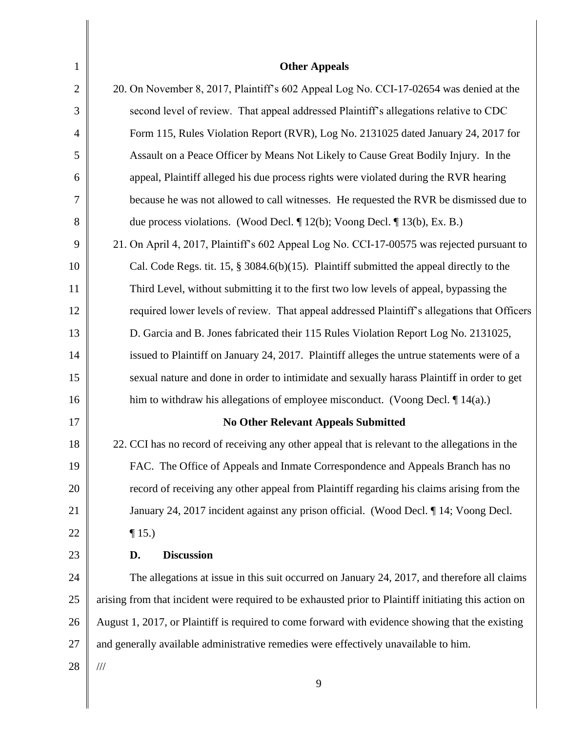**Other Appeals**

20. On November 8, 2017, Plaintiff's 602 Appeal Log No. CCI-17-02654 was denied at the second level of review. That appeal addressed Plaintiff's allegations relative to CDC Form 115, Rules Violation Report (RVR), Log No. 2131025 dated January 24, 2017 for Assault on a Peace Officer by Means Not Likely to Cause Great Bodily Injury. In the appeal, Plaintiff alleged his due process rights were violated during the RVR hearing because he was not allowed to call witnesses. He requested the RVR be dismissed due to due process violations. (Wood Decl. ¶ 12(b); Voong Decl. ¶ 13(b), Ex. B.)

21. On April 4, 2017, Plaintiff's 602 Appeal Log No. CCI-17-00575 was rejected pursuant to Cal. Code Regs. tit. 15, § 3084.6(b)(15). Plaintiff submitted the appeal directly to the Third Level, without submitting it to the first two low levels of appeal, bypassing the required lower levels of review. That appeal addressed Plaintiff's allegations that Officers D. Garcia and B. Jones fabricated their 115 Rules Violation Report Log No. 2131025, issued to Plaintiff on January 24, 2017. Plaintiff alleges the untrue statements were of a sexual nature and done in order to intimidate and sexually harass Plaintiff in order to get him to withdraw his allegations of employee misconduct. (Voong Decl. ¶ 14(a).)

**No Other Relevant Appeals Submitted**

22. CCI has no record of receiving any other appeal that is relevant to the allegations in the FAC. The Office of Appeals and Inmate Correspondence and Appeals Branch has no record of receiving any other appeal from Plaintiff regarding his claims arising from the January 24, 2017 incident against any prison official. (Wood Decl. ¶ 14; Voong Decl. ¶ 15.)

**D. Discussion**

The allegations at issue in this suit occurred on January 24, 2017, and therefore all claims arising from that incident were required to be exhausted prior to Plaintiff initiating this action on August 1, 2017, or Plaintiff is required to come forward with evidence showing that the existing and generally available administrative remedies were effectively unavailable to him.

///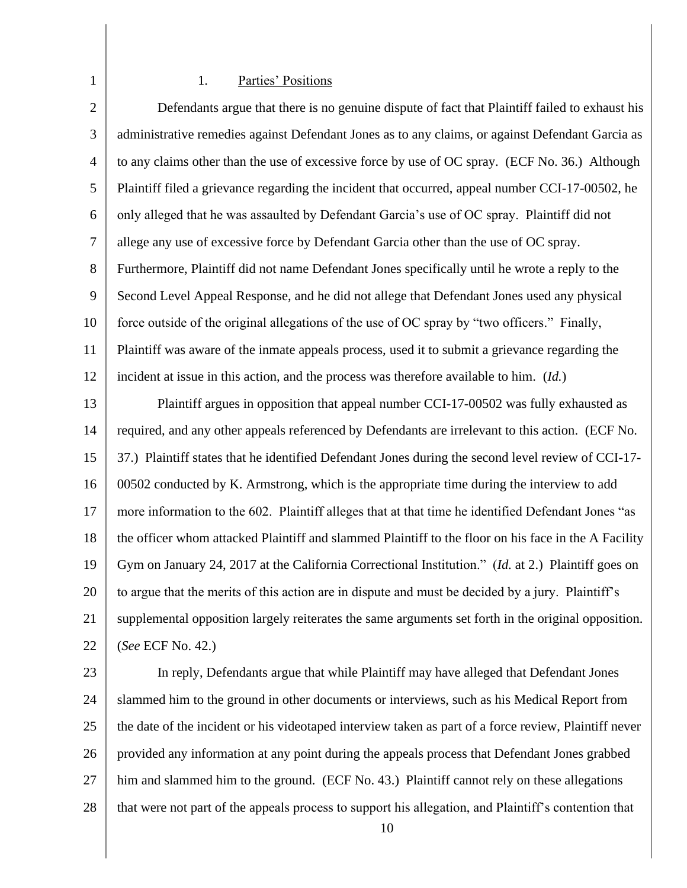### 1. Parties' Positions

Defendants argue that there is no genuine dispute of fact that Plaintiff failed to exhaust his administrative remedies against Defendant Jones as to any claims, or against Defendant Garcia as to any claims other than the use of excessive force by use of OC spray. (ECF No. 36.) Although Plaintiff filed a grievance regarding the incident that occurred, appeal number CCI-17-00502, he only alleged that he was assaulted by Defendant Garcia's use of OC spray. Plaintiff did not allege any use of excessive force by Defendant Garcia other than the use of OC spray. Furthermore, Plaintiff did not name Defendant Jones specifically until he wrote a reply to the Second Level Appeal Response, and he did not allege that Defendant Jones used any physical force outside of the original allegations of the use of OC spray by "two officers." Finally, Plaintiff was aware of the inmate appeals process, used it to submit a grievance regarding the incident at issue in this action, and the process was therefore available to him. (*Id.*)

Plaintiff argues in opposition that appeal number CCI-17-00502 was fully exhausted as required, and any other appeals referenced by Defendants are irrelevant to this action. (ECF No. 37.) Plaintiff states that he identified Defendant Jones during the second level review of CCI-17-00502 conducted by K. Armstrong, which is the appropriate time during the interview to add more information to the 602. Plaintiff alleges that at that time he identified Defendant Jones "as the officer whom attacked Plaintiff and slammed Plaintiff to the floor on his face in the A Facility Gym on January 24, 2017 at the California Correctional Institution." (*Id.* at 2.) Plaintiff goes on to argue that the merits of this action are in dispute and must be decided by a jury. Plaintiff's supplemental opposition largely reiterates the same arguments set forth in the original opposition. (*See* ECF No. 42.)

In reply, Defendants argue that while Plaintiff may have alleged that Defendant Jones slammed him to the ground in other documents or interviews, such as his Medical Report from the date of the incident or his videotaped interview taken as part of a force review, Plaintiff never provided any information at any point during the appeals process that Defendant Jones grabbed him and slammed him to the ground. (ECF No. 43.) Plaintiff cannot rely on these allegations that were not part of the appeals process to support his allegation, and Plaintiff's contention that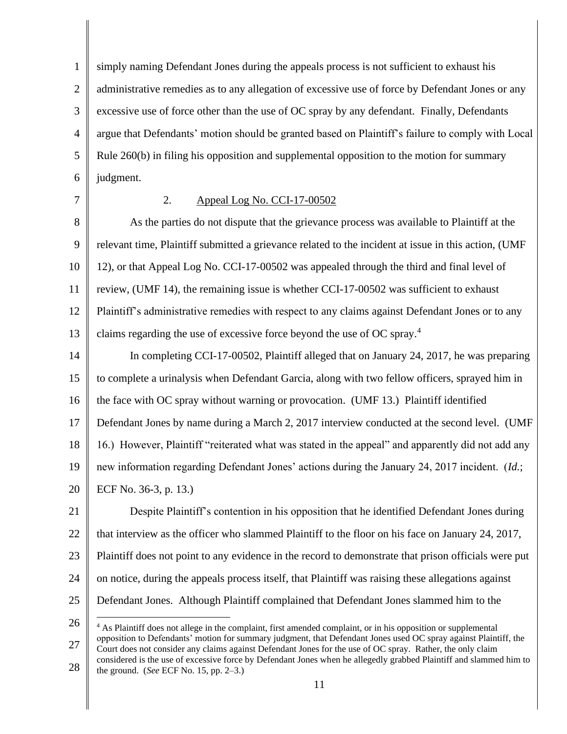simply naming Defendant Jones during the appeals process is not sufficient to exhaust his administrative remedies as to any allegation of excessive use of force by Defendant Jones or any excessive use of force other than the use of OC spray by any defendant. Finally, Defendants argue that Defendants' motion should be granted based on Plaintiff's failure to comply with Local Rule 260(b) in filing his opposition and supplemental opposition to the motion for summary judgment.

### 2. Appeal Log No. CCI-17-00502

As the parties do not dispute that the grievance process was available to Plaintiff at the relevant time, Plaintiff submitted a grievance related to the incident at issue in this action, (UMF 12), or that Appeal Log No. CCI-17-00502 was appealed through the third and final level of review, (UMF 14), the remaining issue is whether CCI-17-00502 was sufficient to exhaust Plaintiff's administrative remedies with respect to any claims against Defendant Jones or to any claims regarding the use of excessive force beyond the use of OC spray.[4]

In completing CCI-17-00502, Plaintiff alleged that on January 24, 2017, he was preparing to complete a urinalysis when Defendant Garcia, along with two fellow officers, sprayed him in the face with OC spray without warning or provocation. (UMF 13.) Plaintiff identified Defendant Jones by name during a March 2, 2017 interview conducted at the second level. (UMF 16.) However, Plaintiff "reiterated what was stated in the appeal" and apparently did not add any new information regarding Defendant Jones' actions during the January 24, 2017 incident. (*Id.*; ECF No. 36-3, p. 13.)

Despite Plaintiff's contention in his opposition that he identified Defendant Jones during that interview as the officer who slammed Plaintiff to the floor on his face on January 24, 2017, Plaintiff does not point to any evidence in the record to demonstrate that prison officials were put on notice, during the appeals process itself, that Plaintiff was raising these allegations against Defendant Jones. Although Plaintiff complained that Defendant Jones slammed him to the

---

[4] As Plaintiff does not allege in the complaint, first amended complaint, or in his opposition or supplemental opposition to Defendants' motion for summary judgment, that Defendant Jones used OC spray against Plaintiff, the Court does not consider any claims against Defendant Jones for the use of OC spray. Rather, the only claim considered is the use of excessive force by Defendant Jones when he allegedly grabbed Plaintiff and slammed him to the ground. (*See* ECF No. 15, pp. 2–3.)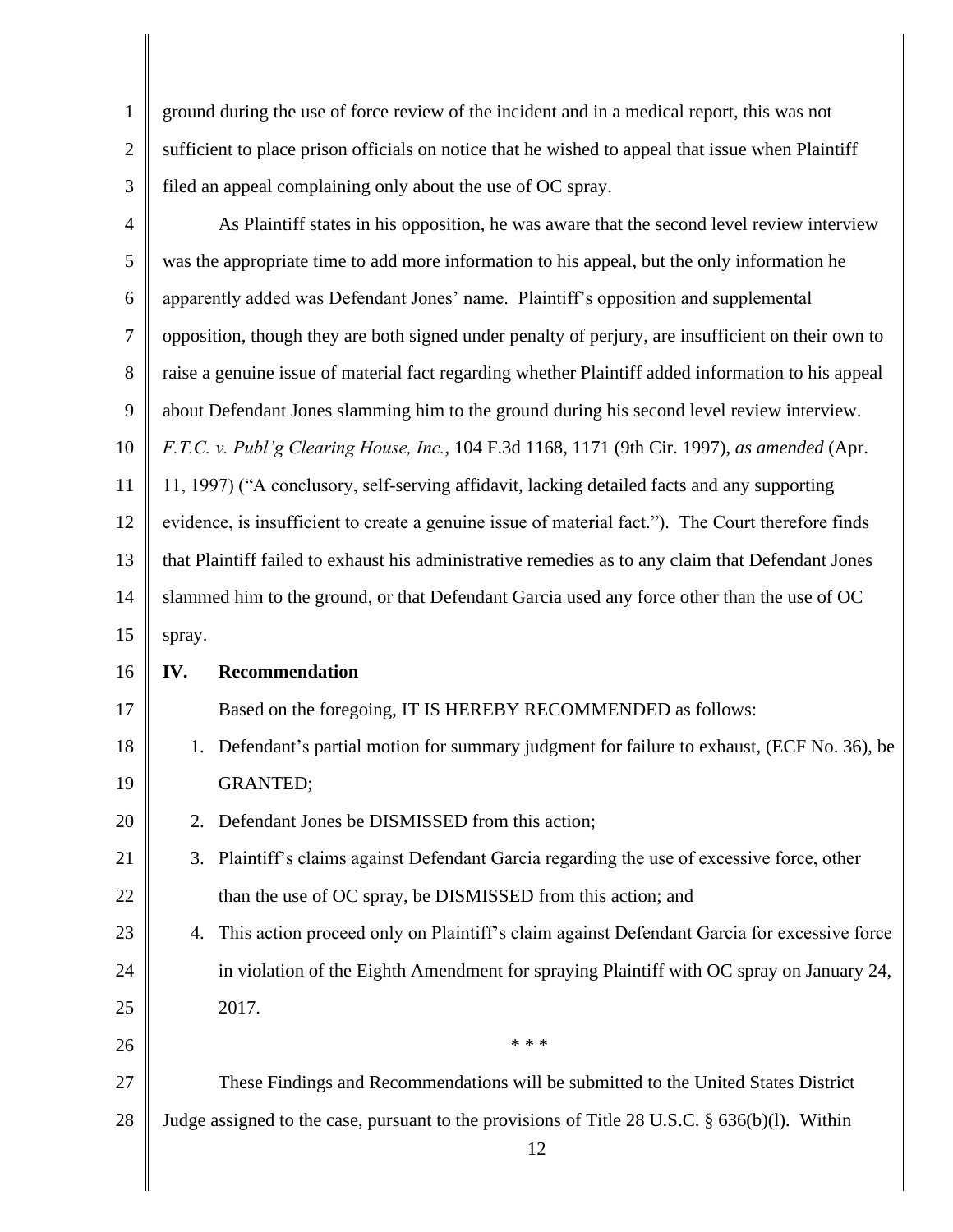ground during the use of force review of the incident and in a medical report, this was not sufficient to place prison officials on notice that he wished to appeal that issue when Plaintiff filed an appeal complaining only about the use of OC spray.

As Plaintiff states in his opposition, he was aware that the second level review interview was the appropriate time to add more information to his appeal, but the only information he apparently added was Defendant Jones' name. Plaintiff's opposition and supplemental opposition, though they are both signed under penalty of perjury, are insufficient on their own to raise a genuine issue of material fact regarding whether Plaintiff added information to his appeal about Defendant Jones slamming him to the ground during his second level review interview. *F.T.C. v. Publ'g Clearing House, Inc.*, 104 F.3d 1168, 1171 (9th Cir. 1997), *as amended* (Apr. 11, 1997) ("A conclusory, self-serving affidavit, lacking detailed facts and any supporting evidence, is insufficient to create a genuine issue of material fact."). The Court therefore finds that Plaintiff failed to exhaust his administrative remedies as to any claim that Defendant Jones slammed him to the ground, or that Defendant Garcia used any force other than the use of OC spray.

## IV. Recommendation

Based on the foregoing, IT IS HEREBY RECOMMENDED as follows:

1. Defendant's partial motion for summary judgment for failure to exhaust, (ECF No. 36), be GRANTED;
2. Defendant Jones be DISMISSED from this action;
3. Plaintiff's claims against Defendant Garcia regarding the use of excessive force, other than the use of OC spray, be DISMISSED from this action; and
4. This action proceed only on Plaintiff's claim against Defendant Garcia for excessive force in violation of the Eighth Amendment for spraying Plaintiff with OC spray on January 24, 2017.

\* \* \*

These Findings and Recommendations will be submitted to the United States District Judge assigned to the case, pursuant to the provisions of Title 28 U.S.C. § 636(b)(l). Within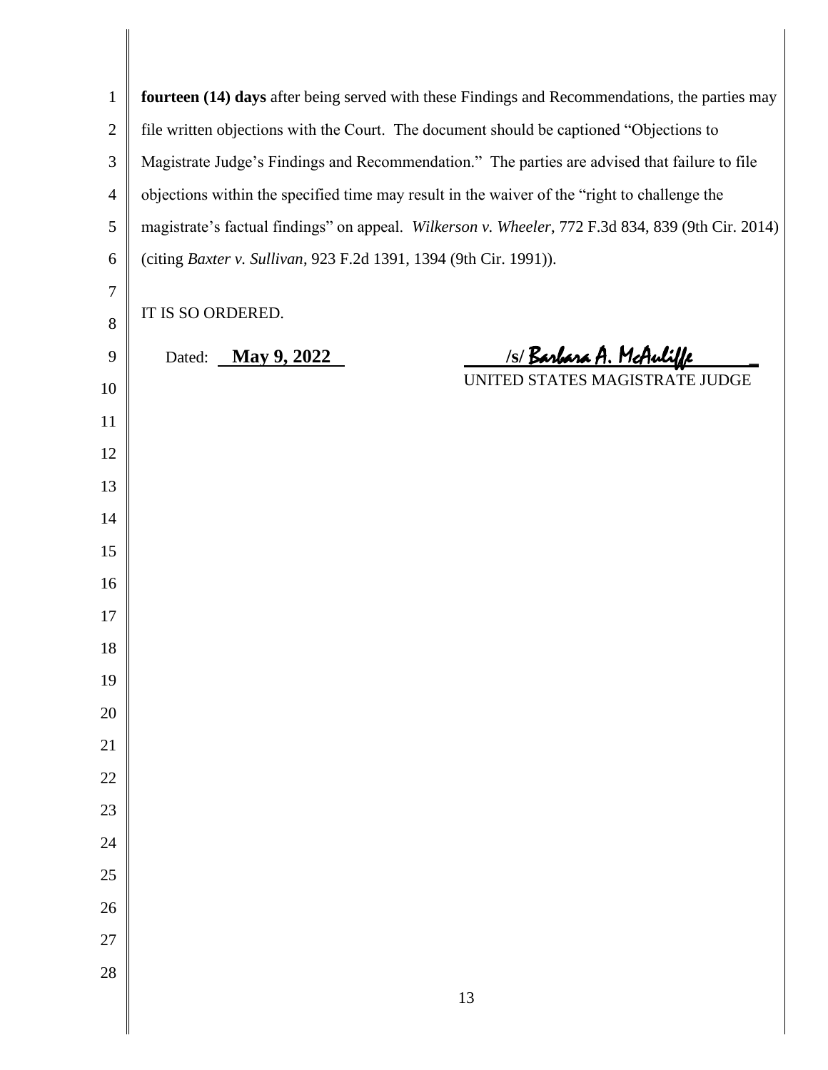**fourteen (14) days** after being served with these Findings and Recommendations, the parties may file written objections with the Court. The document should be captioned "Objections to Magistrate Judge's Findings and Recommendation." The parties are advised that failure to file objections within the specified time may result in the waiver of the "right to challenge the magistrate's factual findings" on appeal. *Wilkerson v. Wheeler*, 772 F.3d 834, 839 (9th Cir. 2014) (citing *Baxter v. Sullivan*, 923 F.2d 1391, 1394 (9th Cir. 1991)).

IT IS SO ORDERED.

Dated: **May 9, 2022**

**/s/** Barbara A. McAuliffe
UNITED STATES MAGISTRATE JUDGE